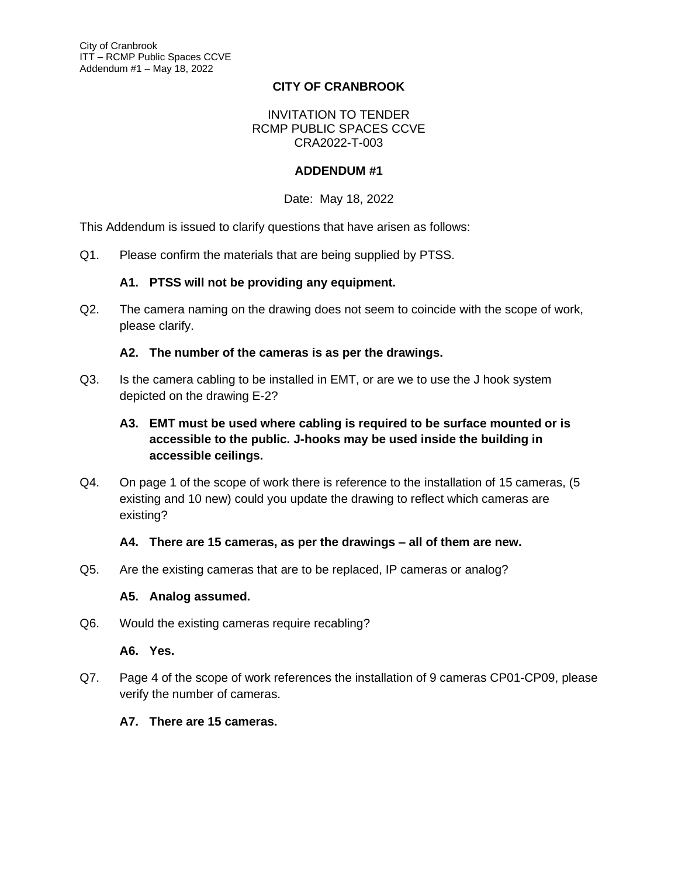# CITY OF CRANBROOK

INVITATION TO TENDER
RCMP PUBLIC SPACES CCVE
CRA2022-T-003

## ADDENDUM #1

Date: May 18, 2022

This Addendum is issued to clarify questions that have arisen as follows:

Q1. Please confirm the materials that are being supplied by PTSS.

**A1. PTSS will not be providing any equipment.**

Q2. The camera naming on the drawing does not seem to coincide with the scope of work, please clarify.

**A2. The number of the cameras is as per the drawings.**

Q3. Is the camera cabling to be installed in EMT, or are we to use the J hook system depicted on the drawing E-2?

**A3. EMT must be used where cabling is required to be surface mounted or is accessible to the public. J-hooks may be used inside the building in accessible ceilings.**

Q4. On page 1 of the scope of work there is reference to the installation of 15 cameras, (5 existing and 10 new) could you update the drawing to reflect which cameras are existing?

**A4. There are 15 cameras, as per the drawings – all of them are new.**

Q5. Are the existing cameras that are to be replaced, IP cameras or analog?

**A5. Analog assumed.**

Q6. Would the existing cameras require recabling?

**A6. Yes.**

Q7. Page 4 of the scope of work references the installation of 9 cameras CP01-CP09, please verify the number of cameras.

**A7. There are 15 cameras.**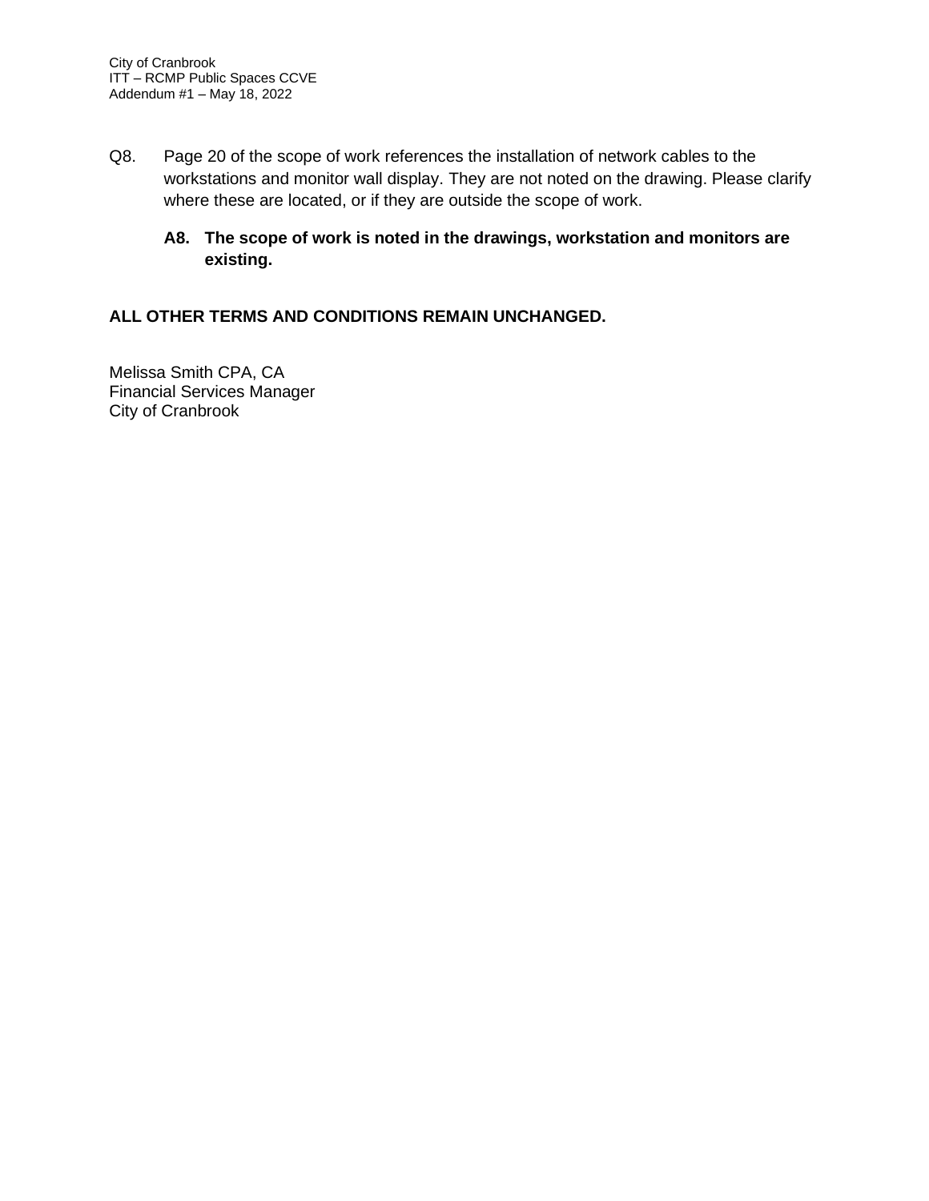Q8. Page 20 of the scope of work references the installation of network cables to the workstations and monitor wall display. They are not noted on the drawing. Please clarify where these are located, or if they are outside the scope of work.

**A8. The scope of work is noted in the drawings, workstation and monitors are existing.**

**ALL OTHER TERMS AND CONDITIONS REMAIN UNCHANGED.**

Melissa Smith CPA, CA
Financial Services Manager
City of Cranbrook